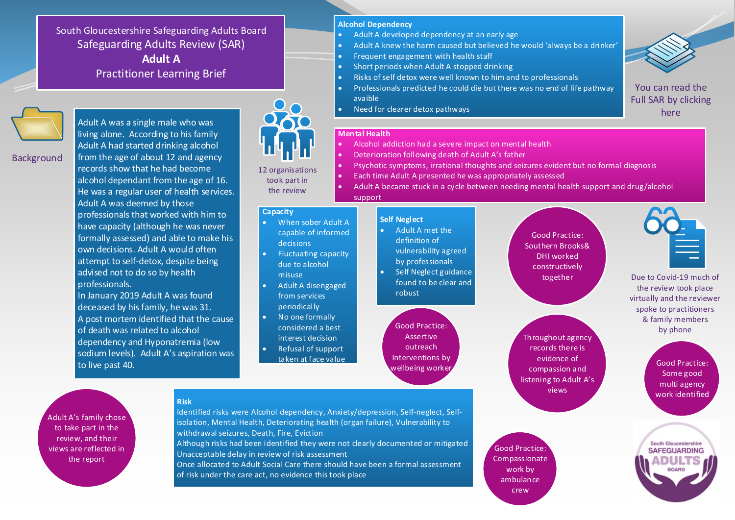# South Gloucestershire Safeguarding Adults Board

## Safeguarding Adults Review (SAR)

## **Adult A**

## Practitioner Learning Brief

### Background

Adult A was a single male who was living alone. According to his family Adult A had started drinking alcohol from the age of about 12 and agency records show that he had become alcohol dependant from the age of 16. He was a regular user of health services. Adult A was deemed by those professionals that worked with him to have capacity (although he was never formally assessed) and able to make his own decisions. Adult A would often attempt to self-detox, despite being advised not to do so by health professionals.

In January 2019 Adult A was found deceased by his family, he was 31.

A post mortem identified that the cause of death was related to alcohol dependency and Hyponatremia (low sodium levels). Adult A's aspiration was to live past 40.

12 organisations took part in the review

Adult A's family chose to take part in the review, and their views are reflected in the report

### Alcohol Dependency

- Adult A developed dependency at an early age
- Adult A knew the harm caused but believed he would 'always be a drinker'
- Frequent engagement with health staff
- Short periods when Adult A stopped drinking
- Risks of self detox were well known to him and to professionals
- Professionals predicted he could die but there was no end of life pathway avaible
- Need for clearer detox pathways

You can read the Full SAR by clicking here

### Mental Health

- Alcohol addiction had a severe impact on mental health
- Deterioration following death of Adult A's father
- Psychotic symptoms, irrational thoughts and seizures evident but no formal diagnosis
- Each time Adult A presented he was appropriately assessed
- Adult A became stuck in a cycle between needing mental health support and drug/alcohol support

### Capacity

- When sober Adult A capable of informed decisions
- Fluctuating capacity due to alcohol misuse
- Adult A disengaged from services periodically
- No one formally considered a best interest decision
- Refusal of support taken at face value

### Self Neglect

- Adult A met the definition of vulnerability agreed by professionals
- Self Neglect guidance found to be clear and robust

Good Practice: Assertive outreach Interventions by wellbeing worker

Good Practice: Southern Brooks& DHI worked constructively together

Throughout agency records there is evidence of compassion and listening to Adult A's views

Due to Covid-19 much of the review took place virtually and the reviewer spoke to practitioners & family members by phone

Good Practice: Some good multi agency work identified

### Risk

Identified risks were Alcohol dependency, Anxiety/depression, Self-neglect, Self-isolation, Mental Health, Deteriorating health (organ failure), Vulnerability to withdrawal seizures, Death, Fire, Eviction

Although risks had been identified they were not clearly documented or mitigated

Unacceptable delay in review of risk assessment

Once allocated to Adult Social Care there should have been a formal assessment of risk under the care act, no evidence this took place

Good Practice: Compassionate work by ambulance crew

South Gloucestershire SAFEGUARDING ADULTS BOARD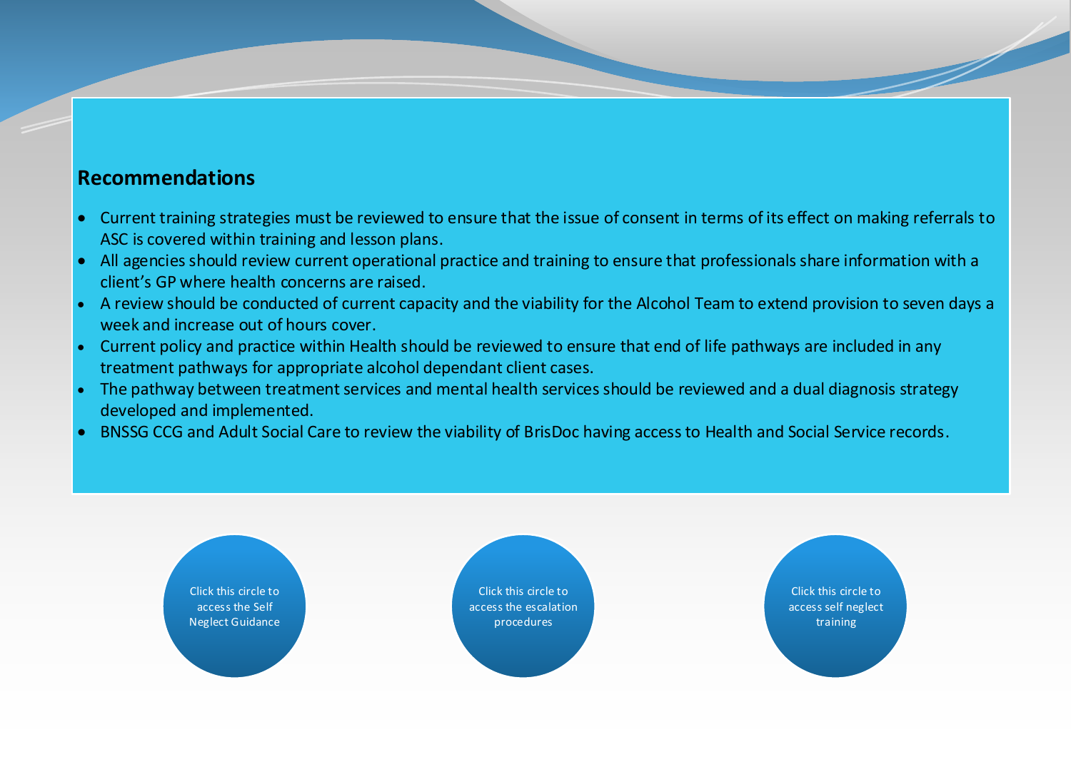## Recommendations

- Current training strategies must be reviewed to ensure that the issue of consent in terms of its effect on making referrals to ASC is covered within training and lesson plans.
- All agencies should review current operational practice and training to ensure that professionals share information with a client's GP where health concerns are raised.
- A review should be conducted of current capacity and the viability for the Alcohol Team to extend provision to seven days a week and increase out of hours cover.
- Current policy and practice within Health should be reviewed to ensure that end of life pathways are included in any treatment pathways for appropriate alcohol dependant client cases.
- The pathway between treatment services and mental health services should be reviewed and a dual diagnosis strategy developed and implemented.
- BNSSG CCG and Adult Social Care to review the viability of BrisDoc having access to Health and Social Service records.

Click this circle to access the Self Neglect Guidance

Click this circle to access the escalation procedures

Click this circle to access self neglect training